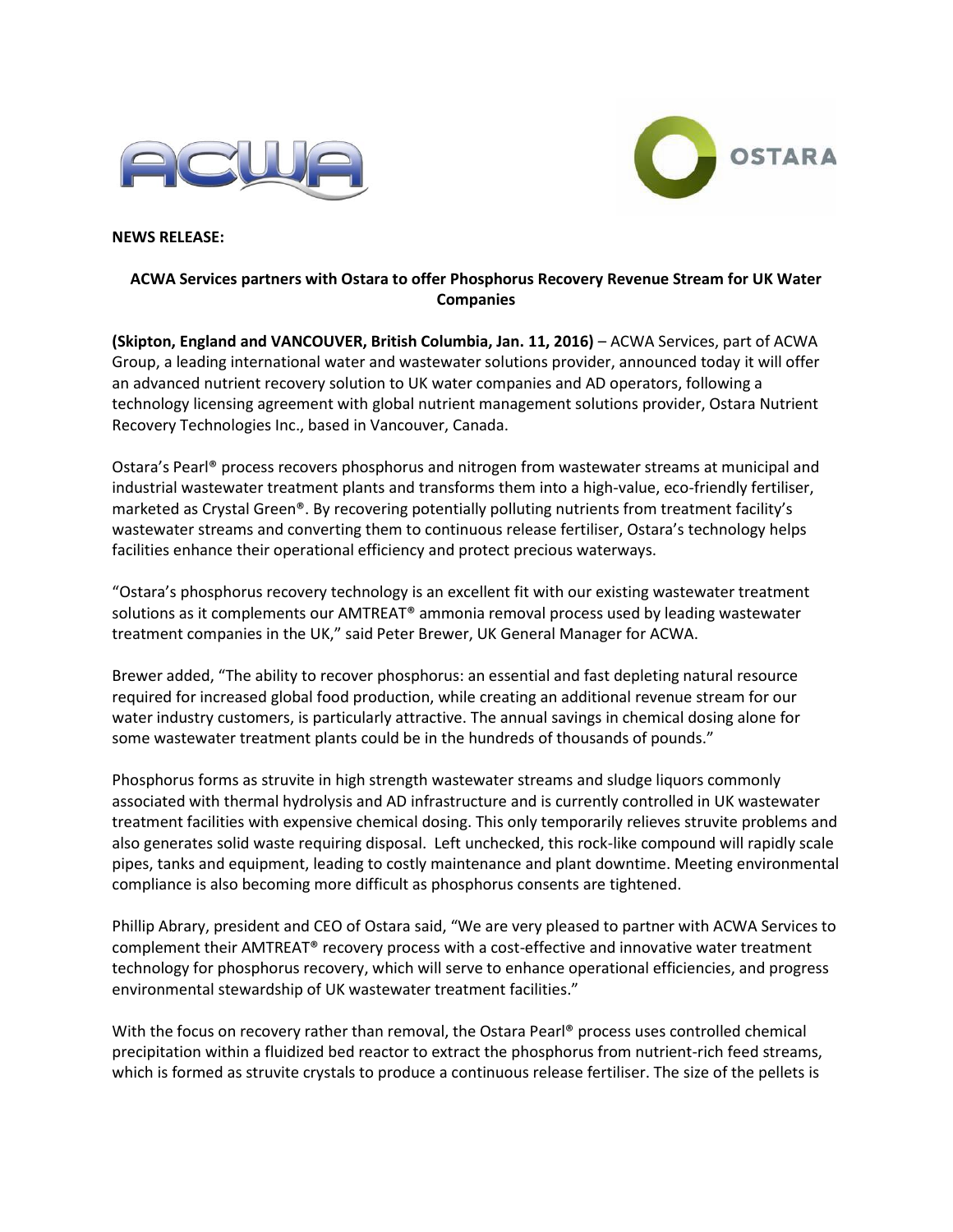**NEWS RELEASE:**

## ACWA Services partners with Ostara to offer Phosphorus Recovery Revenue Stream for UK Water Companies

**(Skipton, England and VANCOUVER, British Columbia, Jan. 11, 2016)** – ACWA Services, part of ACWA Group, a leading international water and wastewater solutions provider, announced today it will offer an advanced nutrient recovery solution to UK water companies and AD operators, following a technology licensing agreement with global nutrient management solutions provider, Ostara Nutrient Recovery Technologies Inc., based in Vancouver, Canada.

Ostara's Pearl® process recovers phosphorus and nitrogen from wastewater streams at municipal and industrial wastewater treatment plants and transforms them into a high-value, eco-friendly fertiliser, marketed as Crystal Green®. By recovering potentially polluting nutrients from treatment facility's wastewater streams and converting them to continuous release fertiliser, Ostara's technology helps facilities enhance their operational efficiency and protect precious waterways.

"Ostara's phosphorus recovery technology is an excellent fit with our existing wastewater treatment solutions as it complements our AMTREAT® ammonia removal process used by leading wastewater treatment companies in the UK," said Peter Brewer, UK General Manager for ACWA.

Brewer added, "The ability to recover phosphorus: an essential and fast depleting natural resource required for increased global food production, while creating an additional revenue stream for our water industry customers, is particularly attractive. The annual savings in chemical dosing alone for some wastewater treatment plants could be in the hundreds of thousands of pounds."

Phosphorus forms as struvite in high strength wastewater streams and sludge liquors commonly associated with thermal hydrolysis and AD infrastructure and is currently controlled in UK wastewater treatment facilities with expensive chemical dosing. This only temporarily relieves struvite problems and also generates solid waste requiring disposal. Left unchecked, this rock-like compound will rapidly scale pipes, tanks and equipment, leading to costly maintenance and plant downtime. Meeting environmental compliance is also becoming more difficult as phosphorus consents are tightened.

Phillip Abrary, president and CEO of Ostara said, "We are very pleased to partner with ACWA Services to complement their AMTREAT® recovery process with a cost-effective and innovative water treatment technology for phosphorus recovery, which will serve to enhance operational efficiencies, and progress environmental stewardship of UK wastewater treatment facilities."

With the focus on recovery rather than removal, the Ostara Pearl® process uses controlled chemical precipitation within a fluidized bed reactor to extract the phosphorus from nutrient-rich feed streams, which is formed as struvite crystals to produce a continuous release fertiliser. The size of the pellets is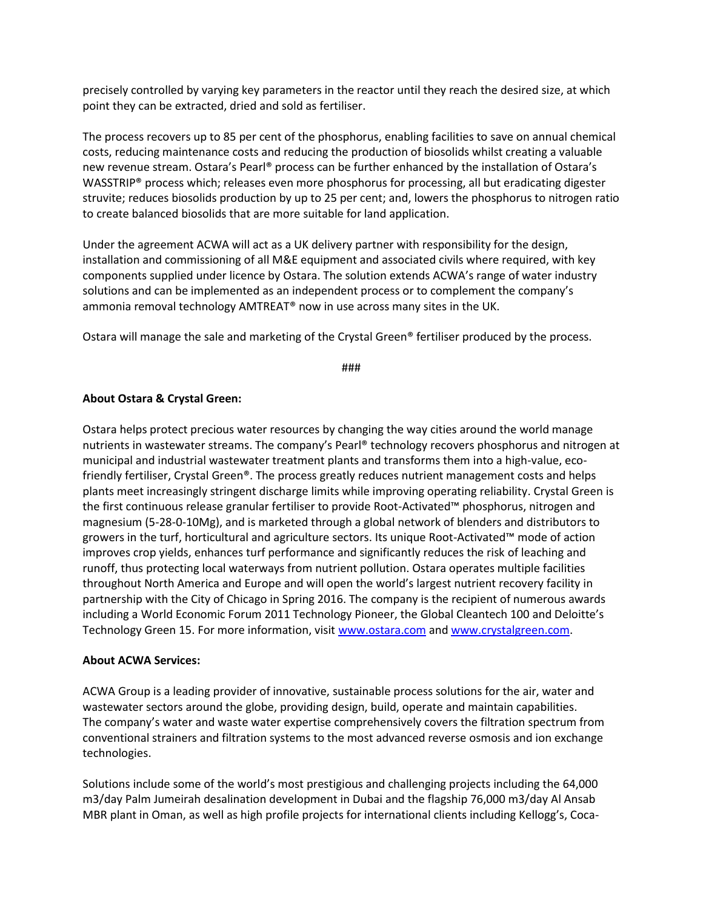precisely controlled by varying key parameters in the reactor until they reach the desired size, at which point they can be extracted, dried and sold as fertiliser.

The process recovers up to 85 per cent of the phosphorus, enabling facilities to save on annual chemical costs, reducing maintenance costs and reducing the production of biosolids whilst creating a valuable new revenue stream. Ostara's Pearl® process can be further enhanced by the installation of Ostara's WASSTRIP® process which; releases even more phosphorus for processing, all but eradicating digester struvite; reduces biosolids production by up to 25 per cent; and, lowers the phosphorus to nitrogen ratio to create balanced biosolids that are more suitable for land application.

Under the agreement ACWA will act as a UK delivery partner with responsibility for the design, installation and commissioning of all M&E equipment and associated civils where required, with key components supplied under licence by Ostara. The solution extends ACWA's range of water industry solutions and can be implemented as an independent process or to complement the company's ammonia removal technology AMTREAT® now in use across many sites in the UK.

Ostara will manage the sale and marketing of the Crystal Green® fertiliser produced by the process.

###

**About Ostara & Crystal Green:**

Ostara helps protect precious water resources by changing the way cities around the world manage nutrients in wastewater streams. The company's Pearl® technology recovers phosphorus and nitrogen at municipal and industrial wastewater treatment plants and transforms them into a high-value, eco-friendly fertiliser, Crystal Green®. The process greatly reduces nutrient management costs and helps plants meet increasingly stringent discharge limits while improving operating reliability. Crystal Green is the first continuous release granular fertiliser to provide Root-Activated™ phosphorus, nitrogen and magnesium (5-28-0-10Mg), and is marketed through a global network of blenders and distributors to growers in the turf, horticultural and agriculture sectors. Its unique Root-Activated™ mode of action improves crop yields, enhances turf performance and significantly reduces the risk of leaching and runoff, thus protecting local waterways from nutrient pollution. Ostara operates multiple facilities throughout North America and Europe and will open the world's largest nutrient recovery facility in partnership with the City of Chicago in Spring 2016. The company is the recipient of numerous awards including a World Economic Forum 2011 Technology Pioneer, the Global Cleantech 100 and Deloitte's Technology Green 15. For more information, visit www.ostara.com and www.crystalgreen.com.

**About ACWA Services:**

ACWA Group is a leading provider of innovative, sustainable process solutions for the air, water and wastewater sectors around the globe, providing design, build, operate and maintain capabilities. The company's water and waste water expertise comprehensively covers the filtration spectrum from conventional strainers and filtration systems to the most advanced reverse osmosis and ion exchange technologies.

Solutions include some of the world's most prestigious and challenging projects including the 64,000 m3/day Palm Jumeirah desalination development in Dubai and the flagship 76,000 m3/day Al Ansab MBR plant in Oman, as well as high profile projects for international clients including Kellogg's, Coca-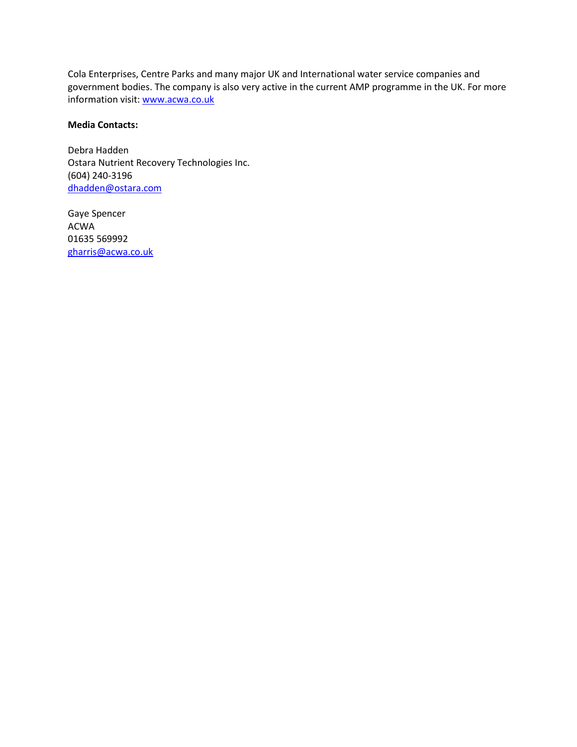Cola Enterprises, Centre Parks and many major UK and International water service companies and government bodies. The company is also very active in the current AMP programme in the UK. For more information visit: www.acwa.co.uk

**Media Contacts:**

Debra Hadden
Ostara Nutrient Recovery Technologies Inc.
(604) 240-3196
dhadden@ostara.com

Gaye Spencer
ACWA
01635 569992
gharris@acwa.co.uk